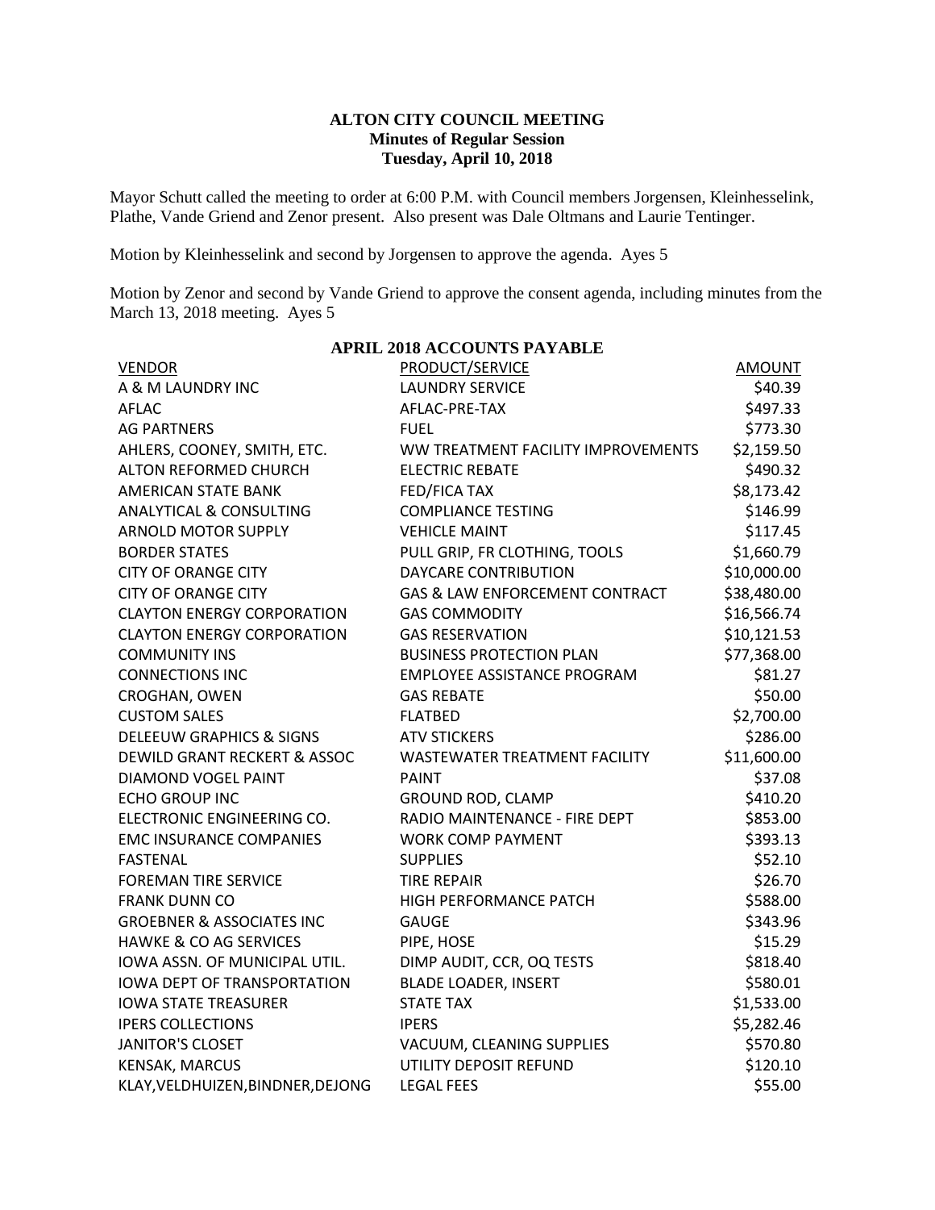**ALTON CITY COUNCIL MEETING**
**Minutes of Regular Session**
**Tuesday, April 10, 2018**

Mayor Schutt called the meeting to order at 6:00 P.M. with Council members Jorgensen, Kleinhesselink, Plathe, Vande Griend and Zenor present. Also present was Dale Oltmans and Laurie Tentinger.

Motion by Kleinhesselink and second by Jorgensen to approve the agenda. Ayes 5

Motion by Zenor and second by Vande Griend to approve the consent agenda, including minutes from the March 13, 2018 meeting. Ayes 5

**APRIL 2018 ACCOUNTS PAYABLE**

| VENDOR | PRODUCT/SERVICE | AMOUNT |
|---|---|---|
| A & M LAUNDRY INC | LAUNDRY SERVICE | $40.39 |
| AFLAC | AFLAC-PRE-TAX | $497.33 |
| AG PARTNERS | FUEL | $773.30 |
| AHLERS, COONEY, SMITH, ETC. | WW TREATMENT FACILITY IMPROVEMENTS | $2,159.50 |
| ALTON REFORMED CHURCH | ELECTRIC REBATE | $490.32 |
| AMERICAN STATE BANK | FED/FICA TAX | $8,173.42 |
| ANALYTICAL & CONSULTING | COMPLIANCE TESTING | $146.99 |
| ARNOLD MOTOR SUPPLY | VEHICLE MAINT | $117.45 |
| BORDER STATES | PULL GRIP, FR CLOTHING, TOOLS | $1,660.79 |
| CITY OF ORANGE CITY | DAYCARE CONTRIBUTION | $10,000.00 |
| CITY OF ORANGE CITY | GAS & LAW ENFORCEMENT CONTRACT | $38,480.00 |
| CLAYTON ENERGY CORPORATION | GAS COMMODITY | $16,566.74 |
| CLAYTON ENERGY CORPORATION | GAS RESERVATION | $10,121.53 |
| COMMUNITY INS | BUSINESS PROTECTION PLAN | $77,368.00 |
| CONNECTIONS INC | EMPLOYEE ASSISTANCE PROGRAM | $81.27 |
| CROGHAN, OWEN | GAS REBATE | $50.00 |
| CUSTOM SALES | FLATBED | $2,700.00 |
| DELEEUW GRAPHICS & SIGNS | ATV STICKERS | $286.00 |
| DEWILD GRANT RECKERT & ASSOC | WASTEWATER TREATMENT FACILITY | $11,600.00 |
| DIAMOND VOGEL PAINT | PAINT | $37.08 |
| ECHO GROUP INC | GROUND ROD, CLAMP | $410.20 |
| ELECTRONIC ENGINEERING CO. | RADIO MAINTENANCE - FIRE DEPT | $853.00 |
| EMC INSURANCE COMPANIES | WORK COMP PAYMENT | $393.13 |
| FASTENAL | SUPPLIES | $52.10 |
| FOREMAN TIRE SERVICE | TIRE REPAIR | $26.70 |
| FRANK DUNN CO | HIGH PERFORMANCE PATCH | $588.00 |
| GROEBNER & ASSOCIATES INC | GAUGE | $343.96 |
| HAWKE & CO AG SERVICES | PIPE, HOSE | $15.29 |
| IOWA ASSN. OF MUNICIPAL UTIL. | DIMP AUDIT, CCR, OQ TESTS | $818.40 |
| IOWA DEPT OF TRANSPORTATION | BLADE LOADER, INSERT | $580.01 |
| IOWA STATE TREASURER | STATE TAX | $1,533.00 |
| IPERS COLLECTIONS | IPERS | $5,282.46 |
| JANITOR'S CLOSET | VACUUM, CLEANING SUPPLIES | $570.80 |
| KENSAK, MARCUS | UTILITY DEPOSIT REFUND | $120.10 |
| KLAY,VELDHUIZEN,BINDNER,DEJONG | LEGAL FEES | $55.00 |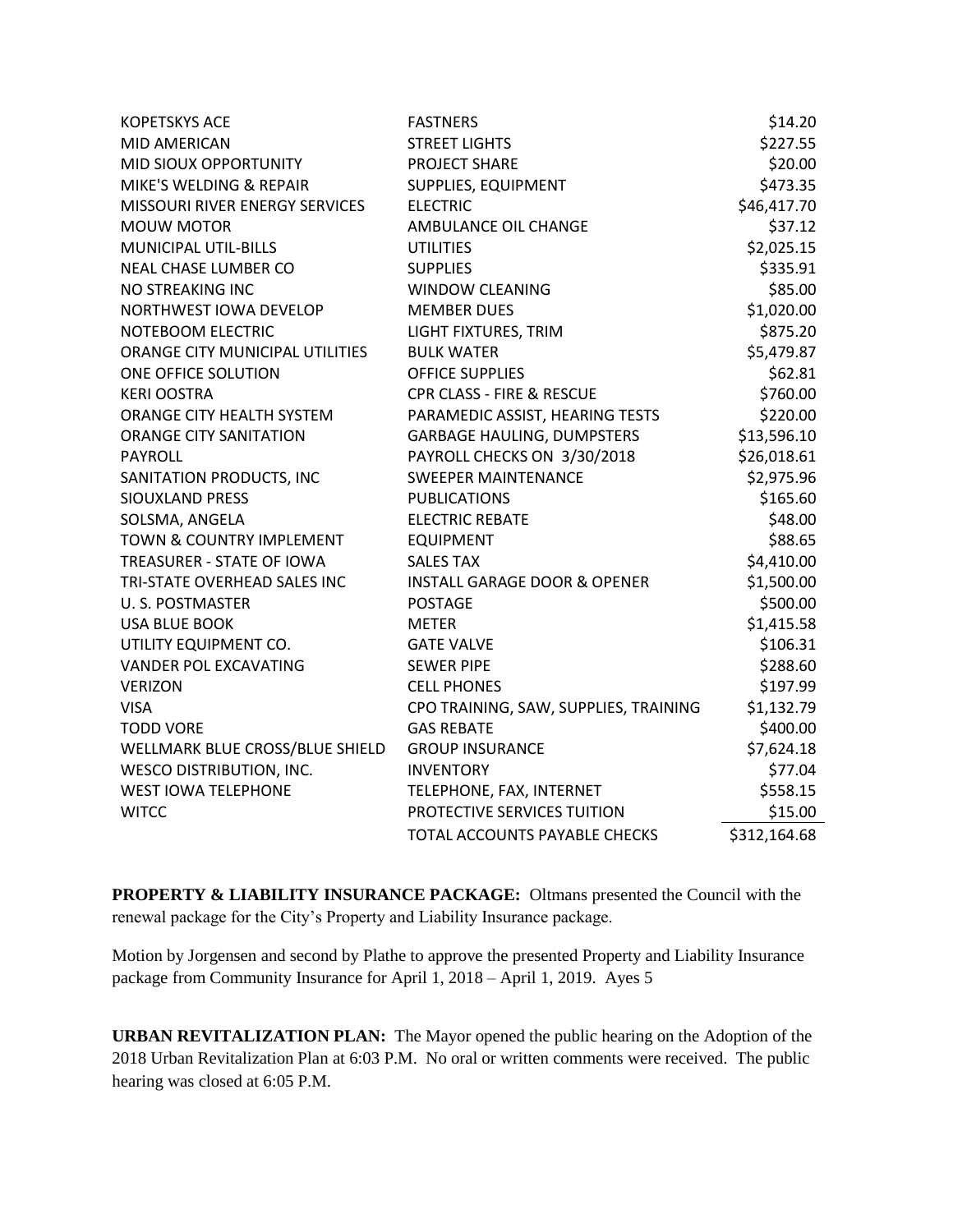| | | |
|---|---|---|
| KOPETSKYS ACE | FASTNERS | \$14.20 |
| MID AMERICAN | STREET LIGHTS | \$227.55 |
| MID SIOUX OPPORTUNITY | PROJECT SHARE | \$20.00 |
| MIKE'S WELDING & REPAIR | SUPPLIES, EQUIPMENT | \$473.35 |
| MISSOURI RIVER ENERGY SERVICES | ELECTRIC | \$46,417.70 |
| MOUW MOTOR | AMBULANCE OIL CHANGE | \$37.12 |
| MUNICIPAL UTIL-BILLS | UTILITIES | \$2,025.15 |
| NEAL CHASE LUMBER CO | SUPPLIES | \$335.91 |
| NO STREAKING INC | WINDOW CLEANING | \$85.00 |
| NORTHWEST IOWA DEVELOP | MEMBER DUES | \$1,020.00 |
| NOTEBOOM ELECTRIC | LIGHT FIXTURES, TRIM | \$875.20 |
| ORANGE CITY MUNICIPAL UTILITIES | BULK WATER | \$5,479.87 |
| ONE OFFICE SOLUTION | OFFICE SUPPLIES | \$62.81 |
| KERI OOSTRA | CPR CLASS - FIRE & RESCUE | \$760.00 |
| ORANGE CITY HEALTH SYSTEM | PARAMEDIC ASSIST, HEARING TESTS | \$220.00 |
| ORANGE CITY SANITATION | GARBAGE HAULING, DUMPSTERS | \$13,596.10 |
| PAYROLL | PAYROLL CHECKS ON 3/30/2018 | \$26,018.61 |
| SANITATION PRODUCTS, INC | SWEEPER MAINTENANCE | \$2,975.96 |
| SIOUXLAND PRESS | PUBLICATIONS | \$165.60 |
| SOLSMA, ANGELA | ELECTRIC REBATE | \$48.00 |
| TOWN & COUNTRY IMPLEMENT | EQUIPMENT | \$88.65 |
| TREASURER - STATE OF IOWA | SALES TAX | \$4,410.00 |
| TRI-STATE OVERHEAD SALES INC | INSTALL GARAGE DOOR & OPENER | \$1,500.00 |
| U. S. POSTMASTER | POSTAGE | \$500.00 |
| USA BLUE BOOK | METER | \$1,415.58 |
| UTILITY EQUIPMENT CO. | GATE VALVE | \$106.31 |
| VANDER POL EXCAVATING | SEWER PIPE | \$288.60 |
| VERIZON | CELL PHONES | \$197.99 |
| VISA | CPO TRAINING, SAW, SUPPLIES, TRAINING | \$1,132.79 |
| TODD VORE | GAS REBATE | \$400.00 |
| WELLMARK BLUE CROSS/BLUE SHIELD | GROUP INSURANCE | \$7,624.18 |
| WESCO DISTRIBUTION, INC. | INVENTORY | \$77.04 |
| WEST IOWA TELEPHONE | TELEPHONE, FAX, INTERNET | \$558.15 |
| WITCC | PROTECTIVE SERVICES TUITION | \$15.00 |
| | TOTAL ACCOUNTS PAYABLE CHECKS | \$312,164.68 |

**PROPERTY & LIABILITY INSURANCE PACKAGE:** Oltmans presented the Council with the renewal package for the City's Property and Liability Insurance package.

Motion by Jorgensen and second by Plathe to approve the presented Property and Liability Insurance package from Community Insurance for April 1, 2018 – April 1, 2019. Ayes 5

**URBAN REVITALIZATION PLAN:** The Mayor opened the public hearing on the Adoption of the 2018 Urban Revitalization Plan at 6:03 P.M. No oral or written comments were received. The public hearing was closed at 6:05 P.M.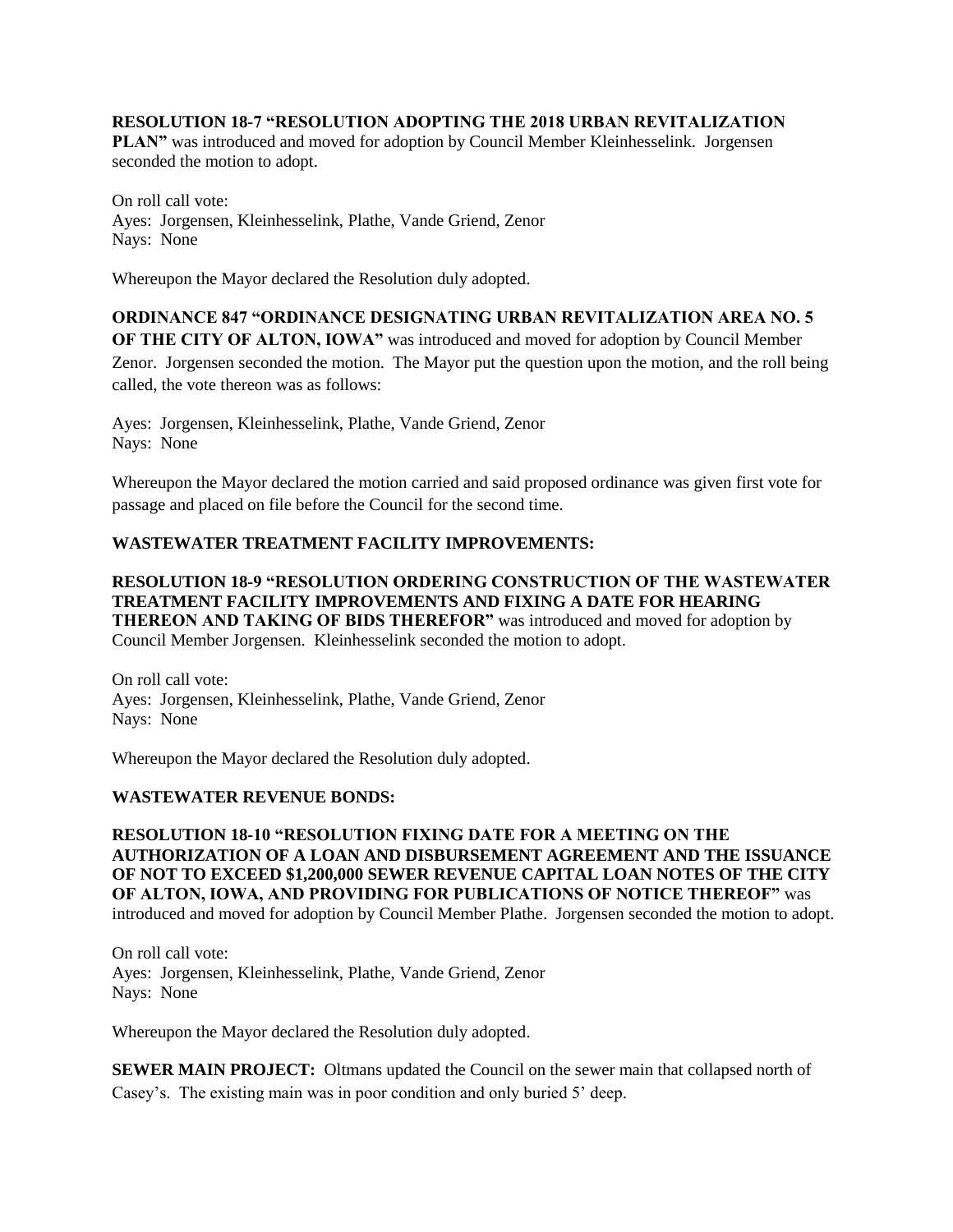**RESOLUTION 18-7 "RESOLUTION ADOPTING THE 2018 URBAN REVITALIZATION PLAN"** was introduced and moved for adoption by Council Member Kleinhesselink. Jorgensen seconded the motion to adopt.

On roll call vote:
Ayes: Jorgensen, Kleinhesselink, Plathe, Vande Griend, Zenor
Nays: None

Whereupon the Mayor declared the Resolution duly adopted.

**ORDINANCE 847 "ORDINANCE DESIGNATING URBAN REVITALIZATION AREA NO. 5 OF THE CITY OF ALTON, IOWA"** was introduced and moved for adoption by Council Member Zenor. Jorgensen seconded the motion. The Mayor put the question upon the motion, and the roll being called, the vote thereon was as follows:

Ayes: Jorgensen, Kleinhesselink, Plathe, Vande Griend, Zenor
Nays: None

Whereupon the Mayor declared the motion carried and said proposed ordinance was given first vote for passage and placed on file before the Council for the second time.

**WASTEWATER TREATMENT FACILITY IMPROVEMENTS:**

**RESOLUTION 18-9 "RESOLUTION ORDERING CONSTRUCTION OF THE WASTEWATER TREATMENT FACILITY IMPROVEMENTS AND FIXING A DATE FOR HEARING THEREON AND TAKING OF BIDS THEREFOR"** was introduced and moved for adoption by Council Member Jorgensen. Kleinhesselink seconded the motion to adopt.

On roll call vote:
Ayes: Jorgensen, Kleinhesselink, Plathe, Vande Griend, Zenor
Nays: None

Whereupon the Mayor declared the Resolution duly adopted.

**WASTEWATER REVENUE BONDS:**

**RESOLUTION 18-10 "RESOLUTION FIXING DATE FOR A MEETING ON THE AUTHORIZATION OF A LOAN AND DISBURSEMENT AGREEMENT AND THE ISSUANCE OF NOT TO EXCEED $1,200,000 SEWER REVENUE CAPITAL LOAN NOTES OF THE CITY OF ALTON, IOWA, AND PROVIDING FOR PUBLICATIONS OF NOTICE THEREOF"** was introduced and moved for adoption by Council Member Plathe. Jorgensen seconded the motion to adopt.

On roll call vote:
Ayes: Jorgensen, Kleinhesselink, Plathe, Vande Griend, Zenor
Nays: None

Whereupon the Mayor declared the Resolution duly adopted.

**SEWER MAIN PROJECT:** Oltmans updated the Council on the sewer main that collapsed north of Casey's. The existing main was in poor condition and only buried 5' deep.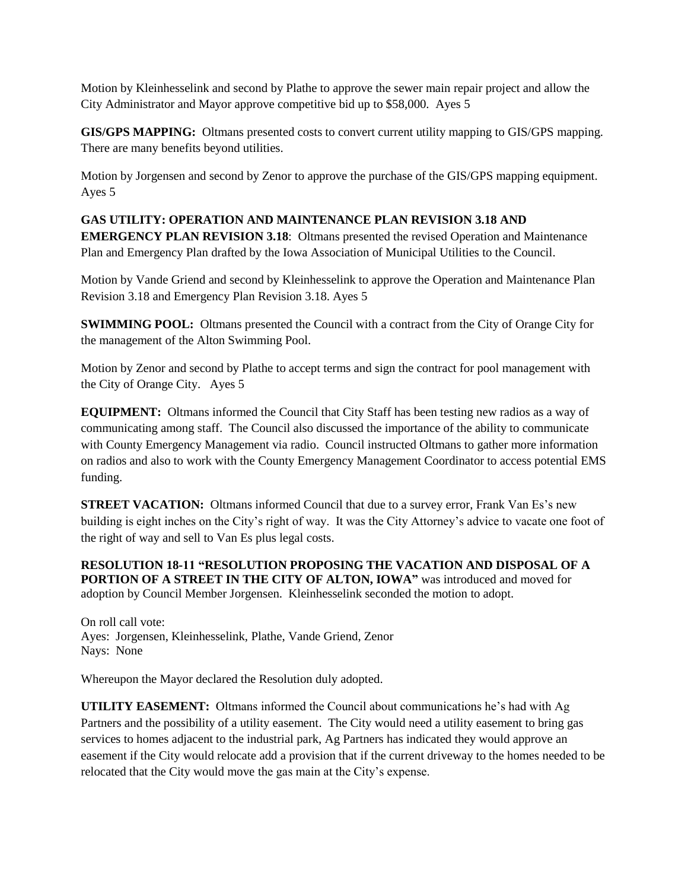Motion by Kleinhesselink and second by Plathe to approve the sewer main repair project and allow the City Administrator and Mayor approve competitive bid up to $58,000. Ayes 5

**GIS/GPS MAPPING:** Oltmans presented costs to convert current utility mapping to GIS/GPS mapping. There are many benefits beyond utilities.

Motion by Jorgensen and second by Zenor to approve the purchase of the GIS/GPS mapping equipment. Ayes 5

**GAS UTILITY: OPERATION AND MAINTENANCE PLAN REVISION 3.18 AND EMERGENCY PLAN REVISION 3.18**: Oltmans presented the revised Operation and Maintenance Plan and Emergency Plan drafted by the Iowa Association of Municipal Utilities to the Council.

Motion by Vande Griend and second by Kleinhesselink to approve the Operation and Maintenance Plan Revision 3.18 and Emergency Plan Revision 3.18. Ayes 5

**SWIMMING POOL:** Oltmans presented the Council with a contract from the City of Orange City for the management of the Alton Swimming Pool.

Motion by Zenor and second by Plathe to accept terms and sign the contract for pool management with the City of Orange City. Ayes 5

**EQUIPMENT:** Oltmans informed the Council that City Staff has been testing new radios as a way of communicating among staff. The Council also discussed the importance of the ability to communicate with County Emergency Management via radio. Council instructed Oltmans to gather more information on radios and also to work with the County Emergency Management Coordinator to access potential EMS funding.

**STREET VACATION:** Oltmans informed Council that due to a survey error, Frank Van Es's new building is eight inches on the City's right of way. It was the City Attorney's advice to vacate one foot of the right of way and sell to Van Es plus legal costs.

**RESOLUTION 18-11 "RESOLUTION PROPOSING THE VACATION AND DISPOSAL OF A PORTION OF A STREET IN THE CITY OF ALTON, IOWA"** was introduced and moved for adoption by Council Member Jorgensen. Kleinhesselink seconded the motion to adopt.

On roll call vote:
Ayes: Jorgensen, Kleinhesselink, Plathe, Vande Griend, Zenor
Nays: None

Whereupon the Mayor declared the Resolution duly adopted.

**UTILITY EASEMENT:** Oltmans informed the Council about communications he's had with Ag Partners and the possibility of a utility easement. The City would need a utility easement to bring gas services to homes adjacent to the industrial park, Ag Partners has indicated they would approve an easement if the City would relocate add a provision that if the current driveway to the homes needed to be relocated that the City would move the gas main at the City's expense.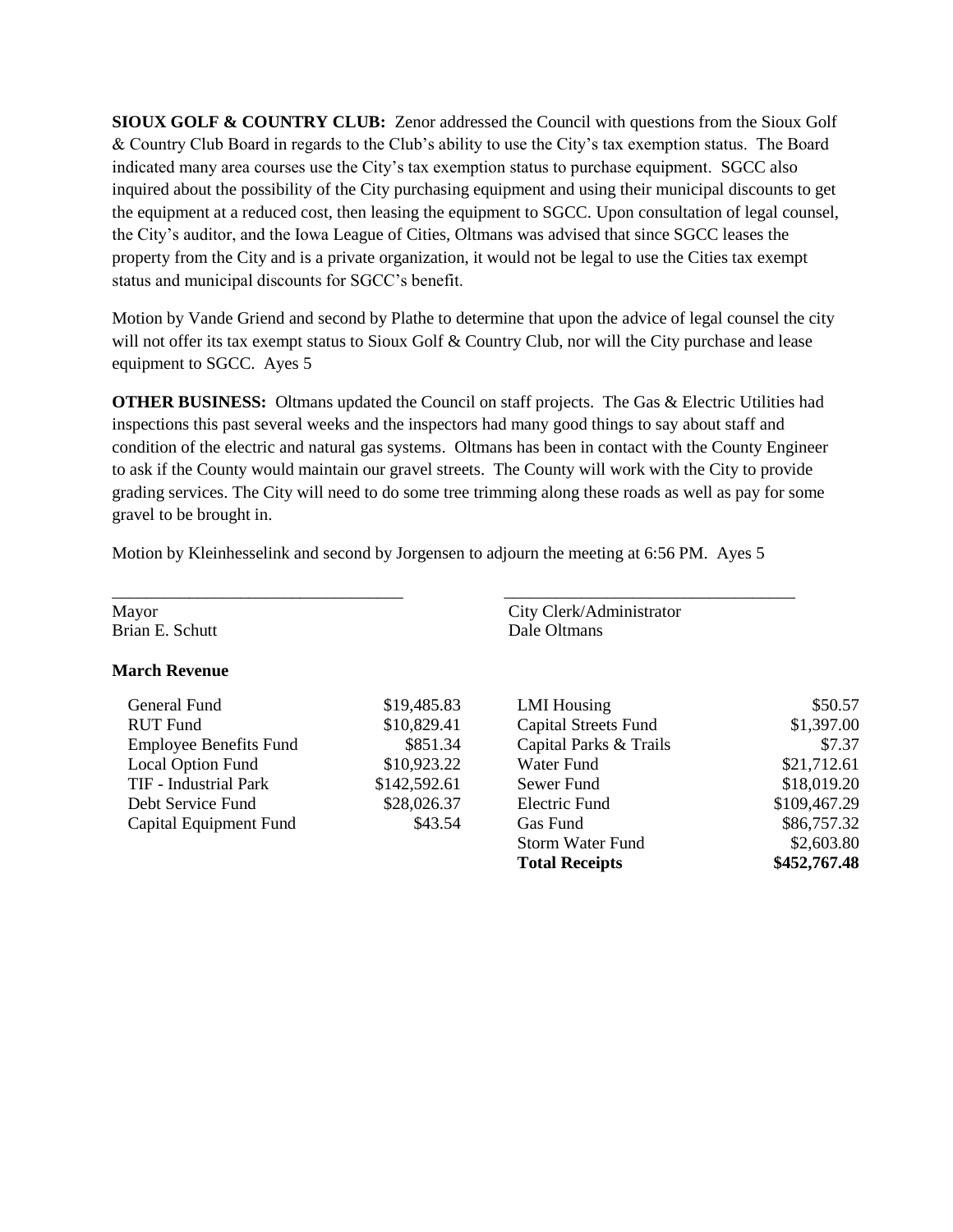**SIOUX GOLF & COUNTRY CLUB:** Zenor addressed the Council with questions from the Sioux Golf & Country Club Board in regards to the Club's ability to use the City's tax exemption status. The Board indicated many area courses use the City's tax exemption status to purchase equipment. SGCC also inquired about the possibility of the City purchasing equipment and using their municipal discounts to get the equipment at a reduced cost, then leasing the equipment to SGCC. Upon consultation of legal counsel, the City's auditor, and the Iowa League of Cities, Oltmans was advised that since SGCC leases the property from the City and is a private organization, it would not be legal to use the Cities tax exempt status and municipal discounts for SGCC's benefit.

Motion by Vande Griend and second by Plathe to determine that upon the advice of legal counsel the city will not offer its tax exempt status to Sioux Golf & Country Club, nor will the City purchase and lease equipment to SGCC. Ayes 5

**OTHER BUSINESS:** Oltmans updated the Council on staff projects. The Gas & Electric Utilities had inspections this past several weeks and the inspectors had many good things to say about staff and condition of the electric and natural gas systems. Oltmans has been in contact with the County Engineer to ask if the County would maintain our gravel streets. The County will work with the City to provide grading services. The City will need to do some tree trimming along these roads as well as pay for some gravel to be brought in.

Motion by Kleinhesselink and second by Jorgensen to adjourn the meeting at 6:56 PM. Ayes 5

_________________________________ _________________________________

Mayor
Brian E. Schutt

City Clerk/Administrator
Dale Oltmans

**March Revenue**

| | | | |
|---|---|---|---|
| General Fund | $19,485.83 | LMI Housing | $50.57 |
| RUT Fund | $10,829.41 | Capital Streets Fund | $1,397.00 |
| Employee Benefits Fund | $851.34 | Capital Parks & Trails | $7.37 |
| Local Option Fund | $10,923.22 | Water Fund | $21,712.61 |
| TIF - Industrial Park | $142,592.61 | Sewer Fund | $18,019.20 |
| Debt Service Fund | $28,026.37 | Electric Fund | $109,467.29 |
| Capital Equipment Fund | $43.54 | Gas Fund | $86,757.32 |
| | | Storm Water Fund | $2,603.80 |
| | | **Total Receipts** | **$452,767.48** |